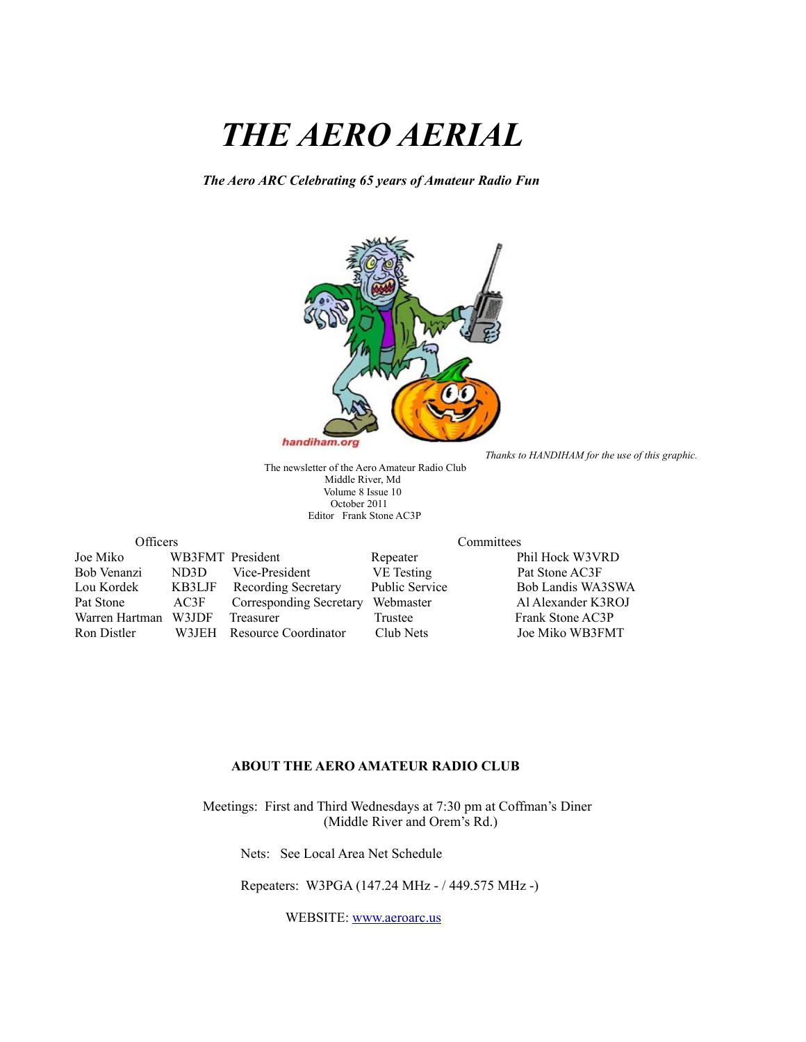# *THE AERO AERIAL*

***The Aero ARC Celebrating 65 years of Amateur Radio Fun***

handiham.org

*Thanks to HANDIHAM for the use of this graphic.*

The newsletter of the Aero Amateur Radio Club
Middle River, Md
Volume 8 Issue 10
October 2011
Editor Frank Stone AC3P

| Officers | | | Committees | |
|---|---|---|---|---|
| Joe Miko | WB3FMT | President | Repeater | Phil Hock W3VRD |
| Bob Venanzi | ND3D | Vice-President | VE Testing | Pat Stone AC3F |
| Lou Kordek | KB3LJF | Recording Secretary | Public Service | Bob Landis WA3SWA |
| Pat Stone | AC3F | Corresponding Secretary | Webmaster | Al Alexander K3ROJ |
| Warren Hartman | W3JDF | Treasurer | Trustee | Frank Stone AC3P |
| Ron Distler | W3JEH | Resource Coordinator | Club Nets | Joe Miko WB3FMT |

**ABOUT THE AERO AMATEUR RADIO CLUB**

Meetings: First and Third Wednesdays at 7:30 pm at Coffman's Diner (Middle River and Orem's Rd.)

Nets: See Local Area Net Schedule

Repeaters: W3PGA (147.24 MHz - / 449.575 MHz -)

WEBSITE: www.aeroarc.us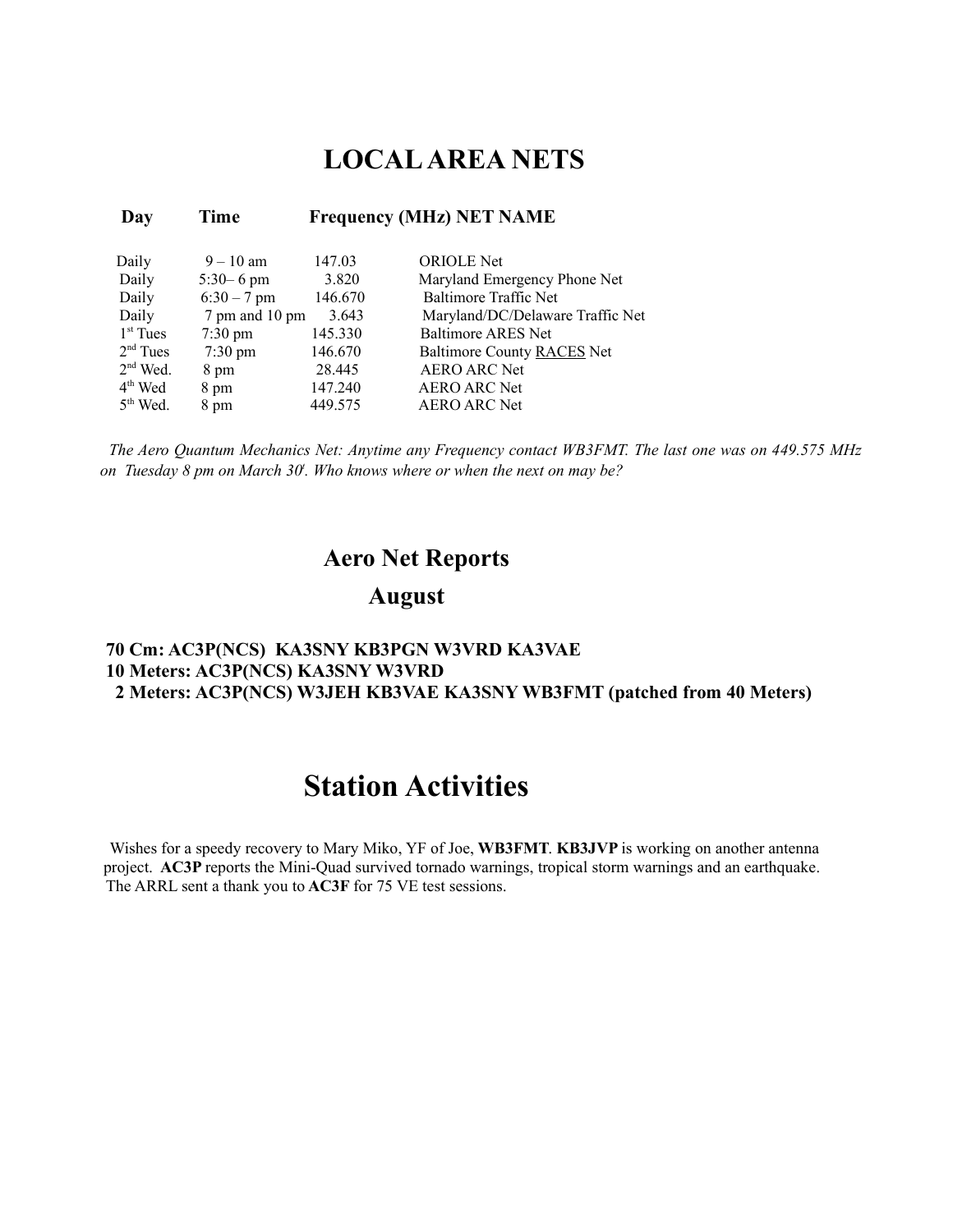# LOCAL AREA NETS

| Day | Time | Frequency (MHz) | NET NAME |
|---|---|---|---|
| Daily | 9 – 10 am | 147.03 | ORIOLE Net |
| Daily | 5:30– 6 pm | 3.820 | Maryland Emergency Phone Net |
| Daily | 6:30 – 7 pm | 146.670 | Baltimore Traffic Net |
| Daily | 7 pm and 10 pm | 3.643 | Maryland/DC/Delaware Traffic Net |
| 1st Tues | 7:30 pm | 145.330 | Baltimore ARES Net |
| 2nd Tues | 7:30 pm | 146.670 | Baltimore County <u>RACES</u> Net |
| 2nd Wed. | 8 pm | 28.445 | AERO ARC Net |
| 4th Wed | 8 pm | 147.240 | AERO ARC Net |
| 5th Wed. | 8 pm | 449.575 | AERO ARC Net |

*The Aero Quantum Mechanics Net: Anytime any Frequency contact WB3FMT. The last one was on 449.575 MHz on Tuesday 8 pm on March 30t. Who knows where or when the next on may be?*

## Aero Net Reports

## August

**70 Cm: AC3P(NCS) KA3SNY KB3PGN W3VRD KA3VAE**
**10 Meters: AC3P(NCS) KA3SNY W3VRD**
**2 Meters: AC3P(NCS) W3JEH KB3VAE KA3SNY WB3FMT (patched from 40 Meters)**

# Station Activities

Wishes for a speedy recovery to Mary Miko, YF of Joe, **WB3FMT**. **KB3JVP** is working on another antenna project. **AC3P** reports the Mini-Quad survived tornado warnings, tropical storm warnings and an earthquake. The ARRL sent a thank you to **AC3F** for 75 VE test sessions.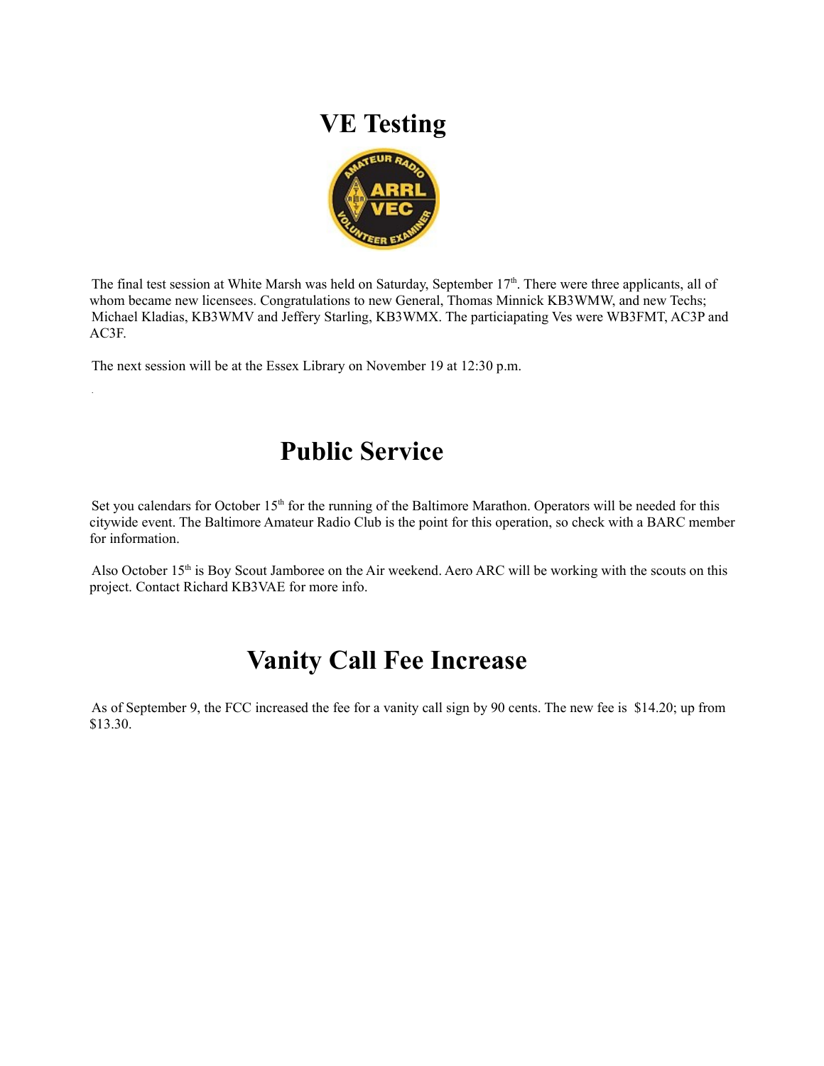# VE Testing

The final test session at White Marsh was held on Saturday, September 17th. There were three applicants, all of whom became new licensees. Congratulations to new General, Thomas Minnick KB3WMW, and new Techs; Michael Kladias, KB3WMV and Jeffery Starling, KB3WMX. The particiapating Ves were WB3FMT, AC3P and AC3F.

The next session will be at the Essex Library on November 19 at 12:30 p.m.

# Public Service

Set you calendars for October 15th for the running of the Baltimore Marathon. Operators will be needed for this citywide event. The Baltimore Amateur Radio Club is the point for this operation, so check with a BARC member for information.

Also October 15th is Boy Scout Jamboree on the Air weekend. Aero ARC will be working with the scouts on this project. Contact Richard KB3VAE for more info.

# Vanity Call Fee Increase

As of September 9, the FCC increased the fee for a vanity call sign by 90 cents. The new fee is $14.20; up from $13.30.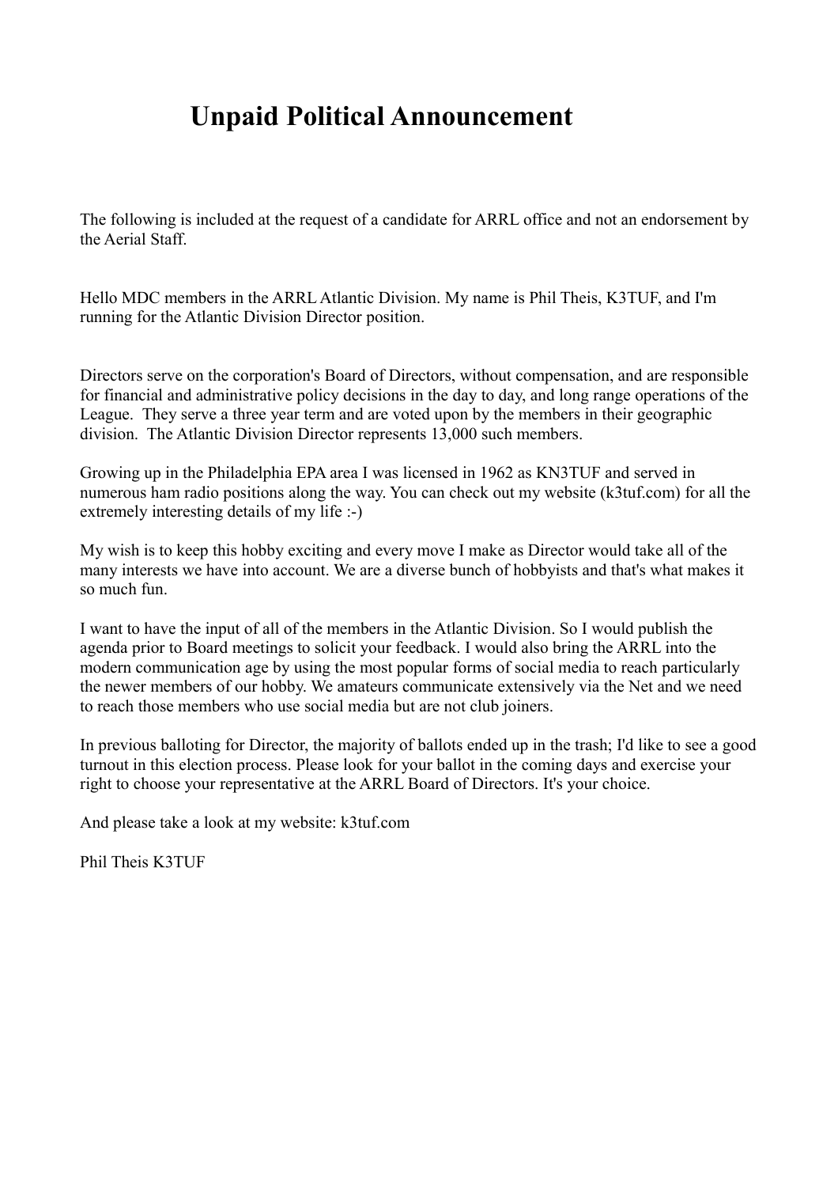# Unpaid Political Announcement

The following is included at the request of a candidate for ARRL office and not an endorsement by the Aerial Staff.

Hello MDC members in the ARRL Atlantic Division. My name is Phil Theis, K3TUF, and I'm running for the Atlantic Division Director position.

Directors serve on the corporation's Board of Directors, without compensation, and are responsible for financial and administrative policy decisions in the day to day, and long range operations of the League. They serve a three year term and are voted upon by the members in their geographic division. The Atlantic Division Director represents 13,000 such members.

Growing up in the Philadelphia EPA area I was licensed in 1962 as KN3TUF and served in numerous ham radio positions along the way. You can check out my website (k3tuf.com) for all the extremely interesting details of my life :-)

My wish is to keep this hobby exciting and every move I make as Director would take all of the many interests we have into account. We are a diverse bunch of hobbyists and that's what makes it so much fun.

I want to have the input of all of the members in the Atlantic Division. So I would publish the agenda prior to Board meetings to solicit your feedback. I would also bring the ARRL into the modern communication age by using the most popular forms of social media to reach particularly the newer members of our hobby. We amateurs communicate extensively via the Net and we need to reach those members who use social media but are not club joiners.

In previous balloting for Director, the majority of ballots ended up in the trash; I'd like to see a good turnout in this election process. Please look for your ballot in the coming days and exercise your right to choose your representative at the ARRL Board of Directors. It's your choice.

And please take a look at my website: k3tuf.com

Phil Theis K3TUF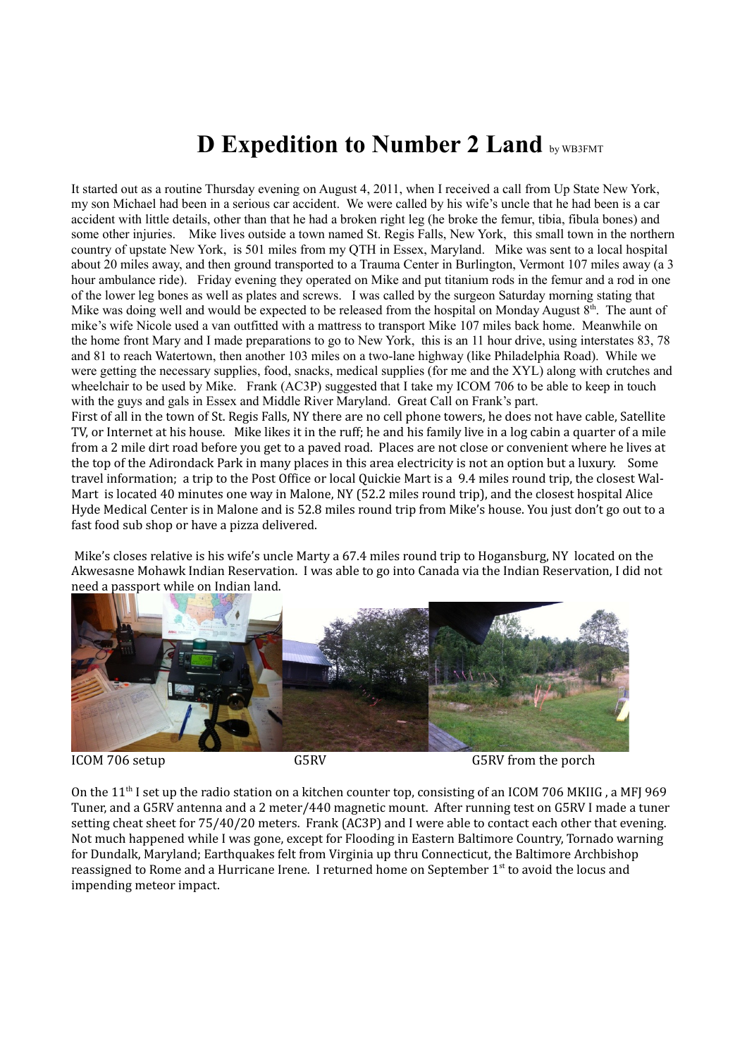# D Expedition to Number 2 Land by WB3FMT

It started out as a routine Thursday evening on August 4, 2011, when I received a call from Up State New York, my son Michael had been in a serious car accident. We were called by his wife's uncle that he had been is a car accident with little details, other than that he had a broken right leg (he broke the femur, tibia, fibula bones) and some other injuries. Mike lives outside a town named St. Regis Falls, New York, this small town in the northern country of upstate New York, is 501 miles from my QTH in Essex, Maryland. Mike was sent to a local hospital about 20 miles away, and then ground transported to a Trauma Center in Burlington, Vermont 107 miles away (a 3 hour ambulance ride). Friday evening they operated on Mike and put titanium rods in the femur and a rod in one of the lower leg bones as well as plates and screws. I was called by the surgeon Saturday morning stating that Mike was doing well and would be expected to be released from the hospital on Monday August 8th. The aunt of mike's wife Nicole used a van outfitted with a mattress to transport Mike 107 miles back home. Meanwhile on the home front Mary and I made preparations to go to New York, this is an 11 hour drive, using interstates 83, 78 and 81 to reach Watertown, then another 103 miles on a two-lane highway (like Philadelphia Road). While we were getting the necessary supplies, food, snacks, medical supplies (for me and the XYL) along with crutches and wheelchair to be used by Mike. Frank (AC3P) suggested that I take my ICOM 706 to be able to keep in touch with the guys and gals in Essex and Middle River Maryland. Great Call on Frank's part.

First of all in the town of St. Regis Falls, NY there are no cell phone towers, he does not have cable, Satellite TV, or Internet at his house. Mike likes it in the ruff; he and his family live in a log cabin a quarter of a mile from a 2 mile dirt road before you get to a paved road. Places are not close or convenient where he lives at the top of the Adirondack Park in many places in this area electricity is not an option but a luxury. Some travel information; a trip to the Post Office or local Quickie Mart is a 9.4 miles round trip, the closest Wal-Mart is located 40 minutes one way in Malone, NY (52.2 miles round trip), and the closest hospital Alice Hyde Medical Center is in Malone and is 52.8 miles round trip from Mike's house. You just don't go out to a fast food sub shop or have a pizza delivered.

Mike's closes relative is his wife's uncle Marty a 67.4 miles round trip to Hogansburg, NY located on the Akwesasne Mohawk Indian Reservation. I was able to go into Canada via the Indian Reservation, I did not need a passport while on Indian land.

ICOM 706 setup — G5RV — G5RV from the porch

On the 11th I set up the radio station on a kitchen counter top, consisting of an ICOM 706 MKIIG , a MFJ 969 Tuner, and a G5RV antenna and a 2 meter/440 magnetic mount. After running test on G5RV I made a tuner setting cheat sheet for 75/40/20 meters. Frank (AC3P) and I were able to contact each other that evening. Not much happened while I was gone, except for Flooding in Eastern Baltimore Country, Tornado warning for Dundalk, Maryland; Earthquakes felt from Virginia up thru Connecticut, the Baltimore Archbishop reassigned to Rome and a Hurricane Irene. I returned home on September 1st to avoid the locus and impending meteor impact.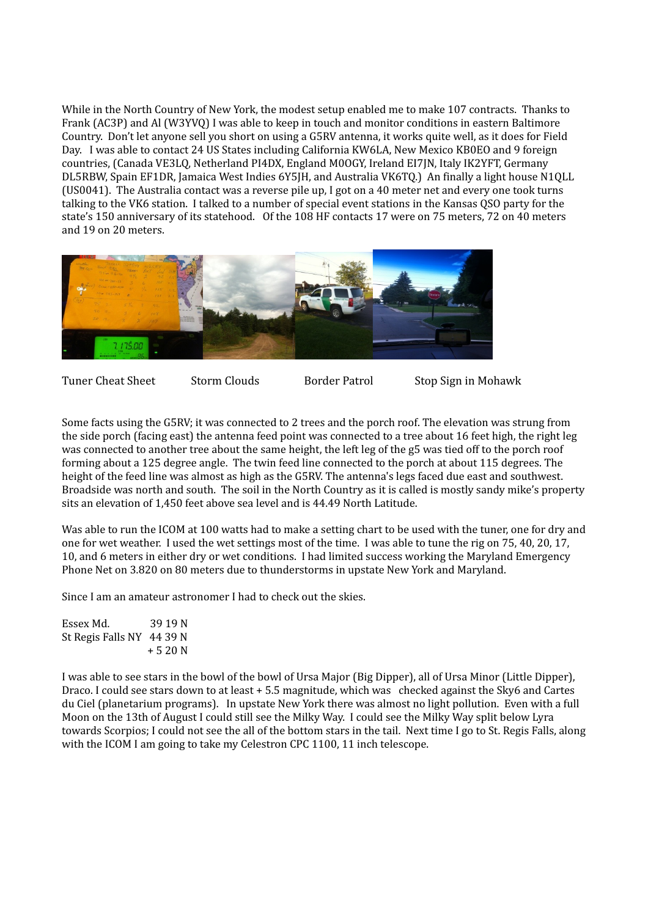While in the North Country of New York, the modest setup enabled me to make 107 contracts. Thanks to Frank (AC3P) and Al (W3YVQ) I was able to keep in touch and monitor conditions in eastern Baltimore Country. Don't let anyone sell you short on using a G5RV antenna, it works quite well, as it does for Field Day. I was able to contact 24 US States including California KW6LA, New Mexico KB0EO and 9 foreign countries, (Canada VE3LQ, Netherland PI4DX, England M0OGY, Ireland EI7JN, Italy IK2YFT, Germany DL5RBW, Spain EF1DR, Jamaica West Indies 6Y5JH, and Australia VK6TQ.) An finally a light house N1QLL (US0041). The Australia contact was a reverse pile up, I got on a 40 meter net and every one took turns talking to the VK6 station. I talked to a number of special event stations in the Kansas QSO party for the state's 150 anniversary of its statehood. Of the 108 HF contacts 17 were on 75 meters, 72 on 40 meters and 19 on 20 meters.

Tuner Cheat Sheet    Storm Clouds    Border Patrol    Stop Sign in Mohawk

Some facts using the G5RV; it was connected to 2 trees and the porch roof. The elevation was strung from the side porch (facing east) the antenna feed point was connected to a tree about 16 feet high, the right leg was connected to another tree about the same height, the left leg of the g5 was tied off to the porch roof forming about a 125 degree angle. The twin feed line connected to the porch at about 115 degrees. The height of the feed line was almost as high as the G5RV. The antenna's legs faced due east and southwest. Broadside was north and south. The soil in the North Country as it is called is mostly sandy mike's property sits an elevation of 1,450 feet above sea level and is 44.49 North Latitude.

Was able to run the ICOM at 100 watts had to make a setting chart to be used with the tuner, one for dry and one for wet weather. I used the wet settings most of the time. I was able to tune the rig on 75, 40, 20, 17, 10, and 6 meters in either dry or wet conditions. I had limited success working the Maryland Emergency Phone Net on 3.820 on 80 meters due to thunderstorms in upstate New York and Maryland.

Since I am an amateur astronomer I had to check out the skies.

```
Essex Md.          39 19 N
St Regis Falls NY  44 39 N
                   + 5 20 N
```

I was able to see stars in the bowl of the bowl of Ursa Major (Big Dipper), all of Ursa Minor (Little Dipper), Draco. I could see stars down to at least + 5.5 magnitude, which was checked against the Sky6 and Cartes du Ciel (planetarium programs). In upstate New York there was almost no light pollution. Even with a full Moon on the 13th of August I could still see the Milky Way. I could see the Milky Way split below Lyra towards Scorpios; I could not see the all of the bottom stars in the tail. Next time I go to St. Regis Falls, along with the ICOM I am going to take my Celestron CPC 1100, 11 inch telescope.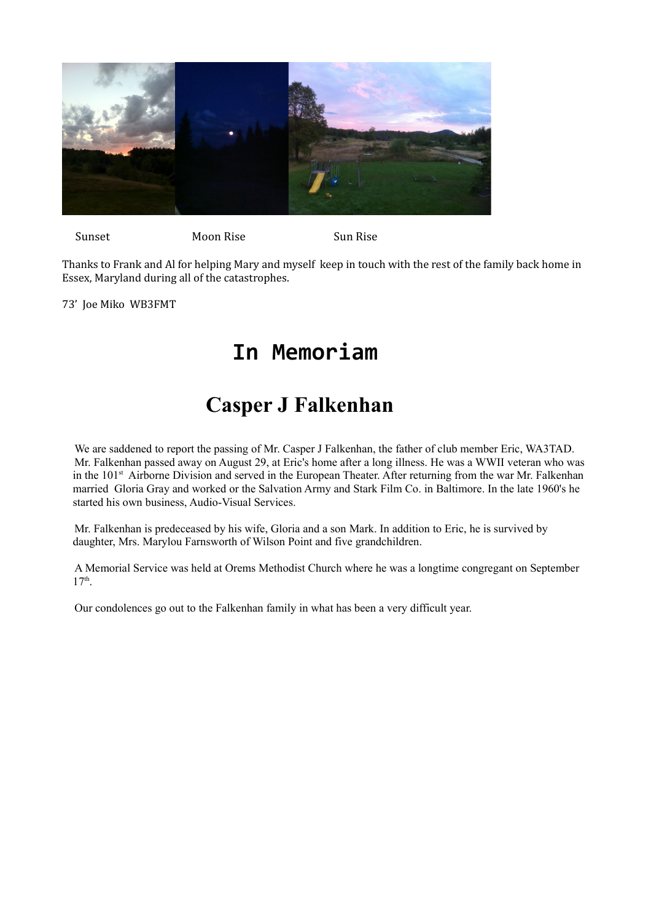Sunset Moon Rise Sun Rise

Thanks to Frank and Al for helping Mary and myself keep in touch with the rest of the family back home in Essex, Maryland during all of the catastrophes.

73' Joe Miko WB3FMT

# In Memoriam

## Casper J Falkenhan

We are saddened to report the passing of Mr. Casper J Falkenhan, the father of club member Eric, WA3TAD. Mr. Falkenhan passed away on August 29, at Eric's home after a long illness. He was a WWII veteran who was in the 101st Airborne Division and served in the European Theater. After returning from the war Mr. Falkenhan married Gloria Gray and worked or the Salvation Army and Stark Film Co. in Baltimore. In the late 1960's he started his own business, Audio-Visual Services.

Mr. Falkenhan is predeceased by his wife, Gloria and a son Mark. In addition to Eric, he is survived by daughter, Mrs. Marylou Farnsworth of Wilson Point and five grandchildren.

A Memorial Service was held at Orems Methodist Church where he was a longtime congregant on September 17th.

Our condolences go out to the Falkenhan family in what has been a very difficult year.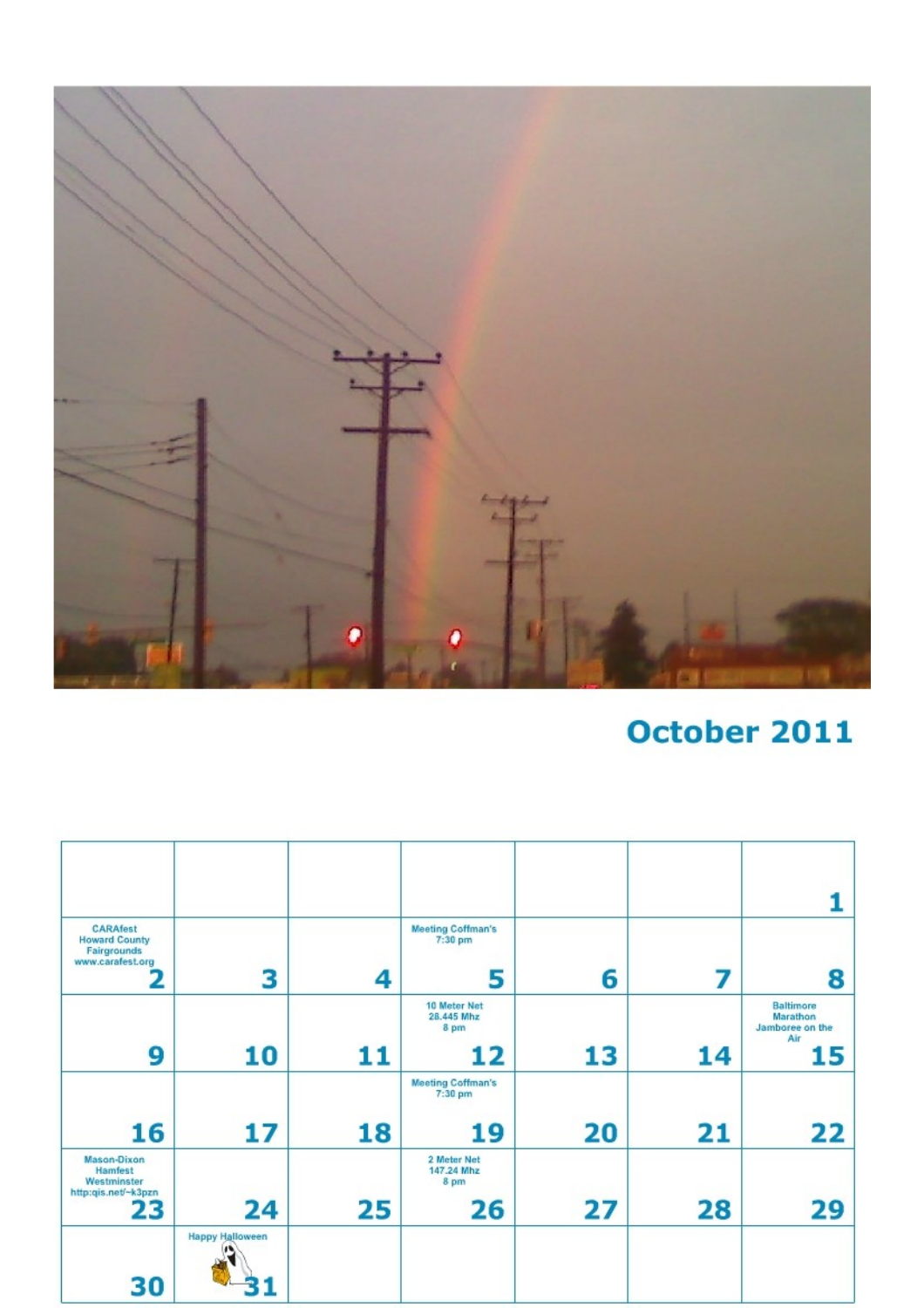## October 2011

| | | | | | | |
|---|---|---|---|---|---|---|
| | | | | | | 1 |
| CARAfest Howard County Fairgrounds www.carafest.org 2 | 3 | 4 | Meeting Coffman's 7:30 pm 5 | 6 | 7 | 8 |
| 9 | 10 | 11 | 10 Meter Net 28.445 Mhz 8 pm 12 | 13 | 14 | Baltimore Marathon Jamboree on the Air 15 |
| 16 | 17 | 18 | Meeting Coffman's 7:30 pm 19 | 20 | 21 | 22 |
| Mason-Dixon Hamfest Westminster http:qis.net/~k3pzn 23 | 24 | 25 | 2 Meter Net 147.24 Mhz 8 pm 26 | 27 | 28 | 29 |
| 30 | Happy Halloween 31 | | | | | |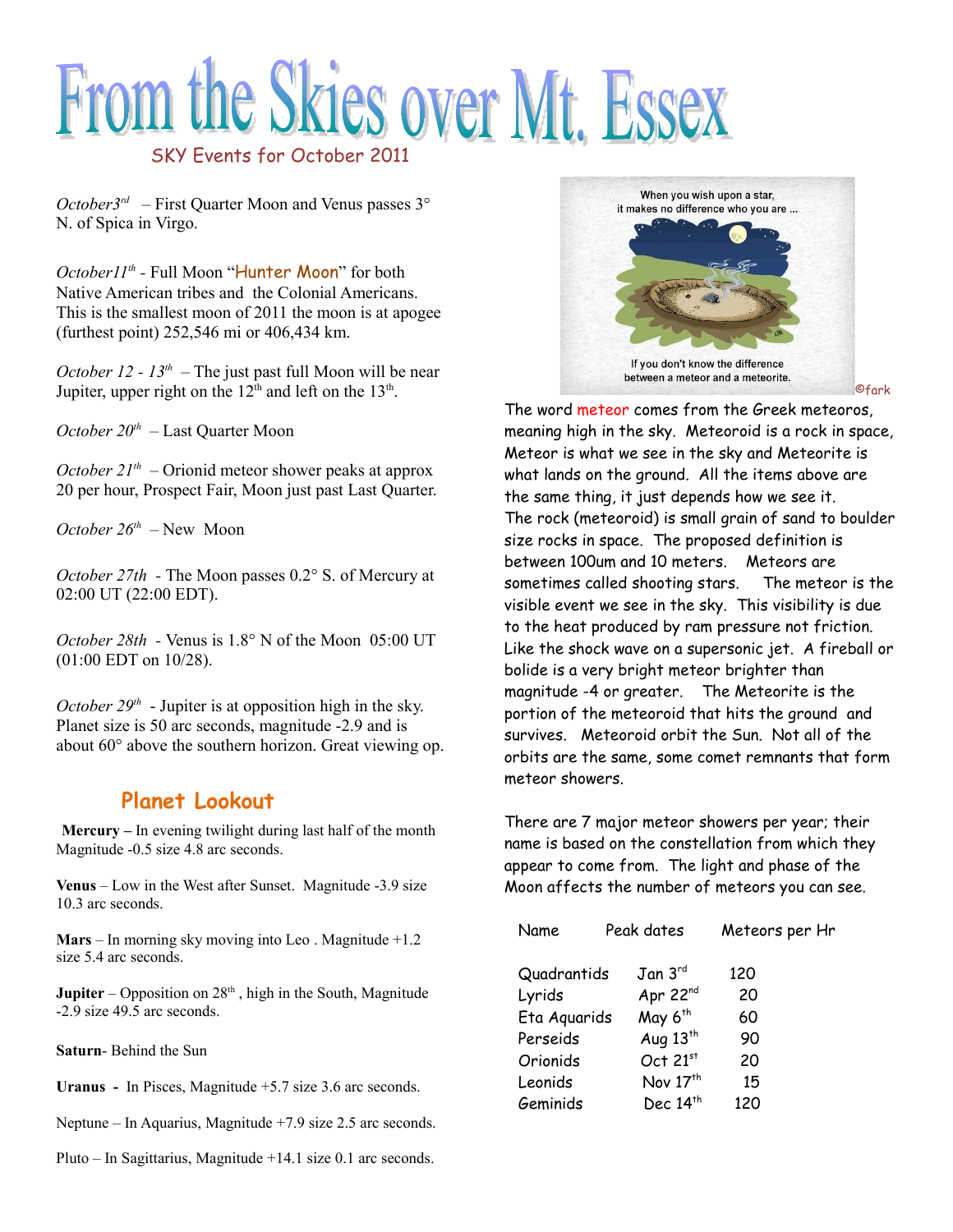# From the Skies over Mt. Essex

SKY Events for October 2011

*October 3rd* – First Quarter Moon and Venus passes 3° N. of Spica in Virgo.

*October 11th* - Full Moon "Hunter Moon" for both Native American tribes and the Colonial Americans. This is the smallest moon of 2011 the moon is at apogee (furthest point) 252,546 mi or 406,434 km.

*October 12 - 13th* – The just past full Moon will be near Jupiter, upper right on the 12th and left on the 13th.

*October 20th* – Last Quarter Moon

*October 21st* – Orionid meteor shower peaks at approx 20 per hour, Prospect Fair, Moon just past Last Quarter.

*October 26th* – New Moon

*October 27th* - The Moon passes 0.2° S. of Mercury at 02:00 UT (22:00 EDT).

*October 28th* - Venus is 1.8° N of the Moon 05:00 UT (01:00 EDT on 10/28).

*October 29th* - Jupiter is at opposition high in the sky. Planet size is 50 arc seconds, magnitude -2.9 and is about 60° above the southern horizon. Great viewing op.

## Planet Lookout

**Mercury** – In evening twilight during last half of the month Magnitude -0.5 size 4.8 arc seconds.

**Venus** – Low in the West after Sunset. Magnitude -3.9 size 10.3 arc seconds.

**Mars** – In morning sky moving into Leo . Magnitude +1.2 size 5.4 arc seconds.

**Jupiter** – Opposition on 28th, high in the South, Magnitude -2.9 size 49.5 arc seconds.

**Saturn**- Behind the Sun

**Uranus** - In Pisces, Magnitude +5.7 size 3.6 arc seconds.

Neptune – In Aquarius, Magnitude +7.9 size 2.5 arc seconds.

Pluto – In Sagittarius, Magnitude +14.1 size 0.1 arc seconds.

When you wish upon a star, it makes no difference who you are ...

If you don't know the difference between a meteor and a meteorite.

©fark

The word meteor comes from the Greek meteoros, meaning high in the sky. Meteoroid is a rock in space, Meteor is what we see in the sky and Meteorite is what lands on the ground. All the items above are the same thing, it just depends how we see it. The rock (meteoroid) is small grain of sand to boulder size rocks in space. The proposed definition is between 100um and 10 meters. Meteors are sometimes called shooting stars. The meteor is the visible event we see in the sky. This visibility is due to the heat produced by ram pressure not friction. Like the shock wave on a supersonic jet. A fireball or bolide is a very bright meteor brighter than magnitude -4 or greater. The Meteorite is the portion of the meteoroid that hits the ground and survives. Meteoroid orbit the Sun. Not all of the orbits are the same, some comet remnants that form meteor showers.

There are 7 major meteor showers per year; their name is based on the constellation from which they appear to come from. The light and phase of the Moon affects the number of meteors you can see.

| Name | Peak dates | Meteors per Hr |
|---|---|---|
| Quadrantids | Jan 3rd | 120 |
| Lyrids | Apr 22nd | 20 |
| Eta Aquarids | May 6th | 60 |
| Perseids | Aug 13th | 90 |
| Orionids | Oct 21st | 20 |
| Leonids | Nov 17th | 15 |
| Geminids | Dec 14th | 120 |